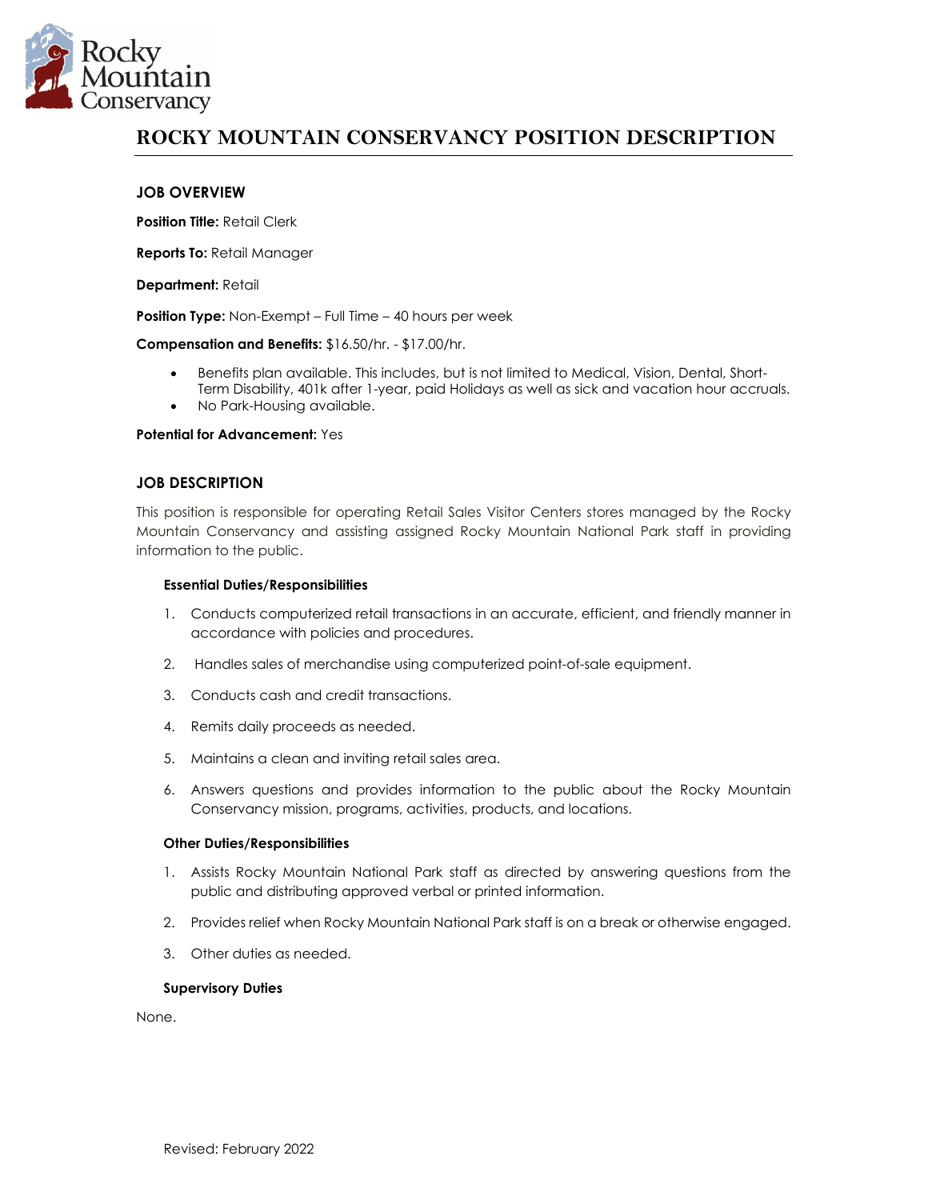# ROCKY MOUNTAIN CONSERVANCY POSITION DESCRIPTION

## JOB OVERVIEW

**Position Title:** Retail Clerk

**Reports To:** Retail Manager

**Department:** Retail

**Position Type:** Non-Exempt – Full Time – 40 hours per week

**Compensation and Benefits:** $16.50/hr. - $17.00/hr.

- Benefits plan available. This includes, but is not limited to Medical, Vision, Dental, Short-Term Disability, 401k after 1-year, paid Holidays as well as sick and vacation hour accruals.
- No Park-Housing available.

**Potential for Advancement:** Yes

## JOB DESCRIPTION

This position is responsible for operating Retail Sales Visitor Centers stores managed by the Rocky Mountain Conservancy and assisting assigned Rocky Mountain National Park staff in providing information to the public.

### Essential Duties/Responsibilities

1. Conducts computerized retail transactions in an accurate, efficient, and friendly manner in accordance with policies and procedures.
2. Handles sales of merchandise using computerized point-of-sale equipment.
3. Conducts cash and credit transactions.
4. Remits daily proceeds as needed.
5. Maintains a clean and inviting retail sales area.
6. Answers questions and provides information to the public about the Rocky Mountain Conservancy mission, programs, activities, products, and locations.

### Other Duties/Responsibilities

1. Assists Rocky Mountain National Park staff as directed by answering questions from the public and distributing approved verbal or printed information.
2. Provides relief when Rocky Mountain National Park staff is on a break or otherwise engaged.
3. Other duties as needed.

### Supervisory Duties

None.

Revised: February 2022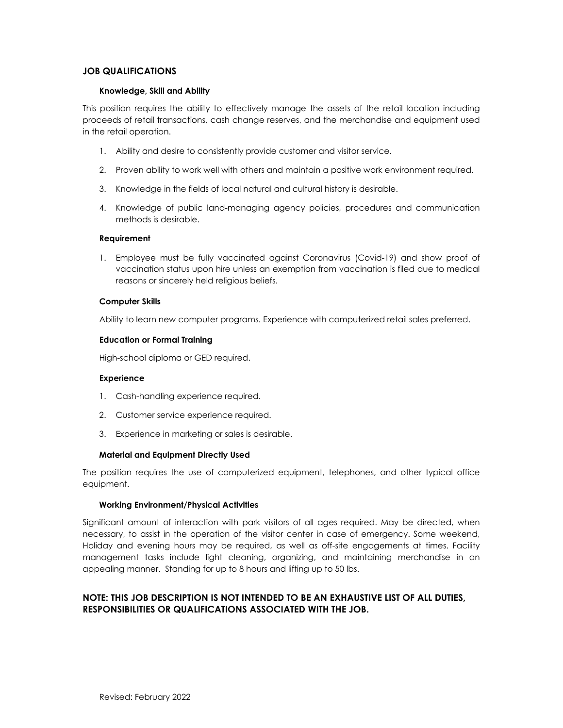## JOB QUALIFICATIONS

### Knowledge, Skill and Ability

This position requires the ability to effectively manage the assets of the retail location including proceeds of retail transactions, cash change reserves, and the merchandise and equipment used in the retail operation.

1. Ability and desire to consistently provide customer and visitor service.
2. Proven ability to work well with others and maintain a positive work environment required.
3. Knowledge in the fields of local natural and cultural history is desirable.
4. Knowledge of public land-managing agency policies, procedures and communication methods is desirable.

### Requirement

1. Employee must be fully vaccinated against Coronavirus (Covid-19) and show proof of vaccination status upon hire unless an exemption from vaccination is filed due to medical reasons or sincerely held religious beliefs.

### Computer Skills

Ability to learn new computer programs. Experience with computerized retail sales preferred.

### Education or Formal Training

High-school diploma or GED required.

### Experience

1. Cash-handling experience required.
2. Customer service experience required.
3. Experience in marketing or sales is desirable.

### Material and Equipment Directly Used

The position requires the use of computerized equipment, telephones, and other typical office equipment.

### Working Environment/Physical Activities

Significant amount of interaction with park visitors of all ages required. May be directed, when necessary, to assist in the operation of the visitor center in case of emergency. Some weekend, Holiday and evening hours may be required, as well as off-site engagements at times. Facility management tasks include light cleaning, organizing, and maintaining merchandise in an appealing manner. Standing for up to 8 hours and lifting up to 50 lbs.

## NOTE: THIS JOB DESCRIPTION IS NOT INTENDED TO BE AN EXHAUSTIVE LIST OF ALL DUTIES, RESPONSIBILITIES OR QUALIFICATIONS ASSOCIATED WITH THE JOB.

Revised: February 2022